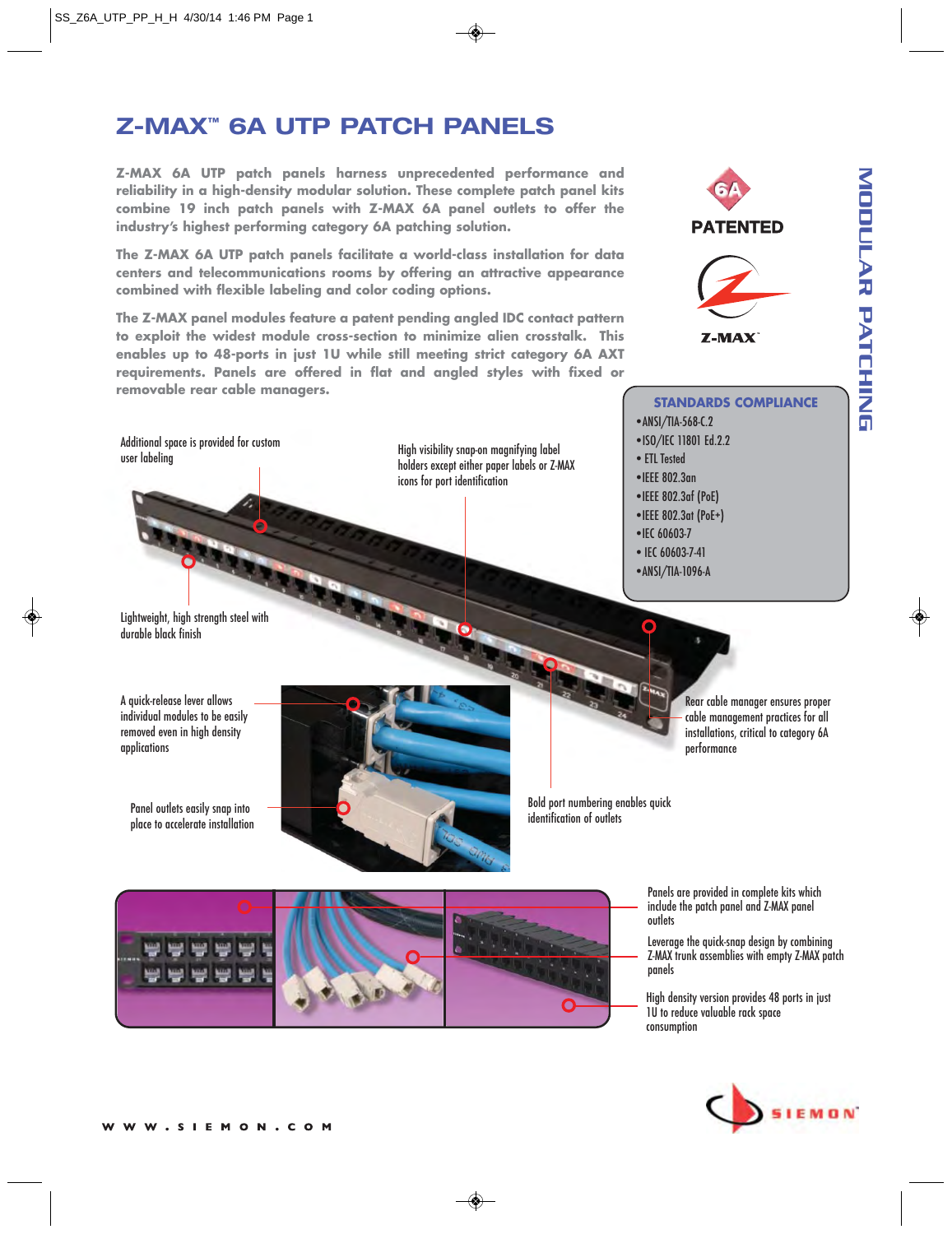# Z-MAX™ 6A UTP PATCH PANELS

**Z-MAX 6A UTP patch panels harness unprecedented performance and reliability in a high-density modular solution. These complete patch panel kits combine 19 inch patch panels with Z-MAX 6A panel outlets to offer the industry's highest performing category 6A patching solution.**

**The Z-MAX 6A UTP patch panels facilitate a world-class installation for data centers and telecommunications rooms by offering an attractive appearance combined with flexible labeling and color coding options.**

**The Z-MAX panel modules feature a patent pending angled IDC contact pattern to exploit the widest module cross-section to minimize alien crosstalk. This enables up to 48-ports in just 1U while still meeting strict category 6A AXT requirements. Panels are offered in flat and angled styles with fixed or removable rear cable managers.**

6A PATENTED

Z-MAX™

MODULAR PATCHING

## STANDARDS COMPLIANCE

- ANSI/TIA-568-C.2
- ISO/IEC 11801 Ed.2.2
- ETL Tested
- IEEE 802.3an
- IEEE 802.3af (PoE)
- IEEE 802.3at (PoE+)
- IEC 60603-7
- IEC 60603-7-41
- ANSI/TIA-1096-A

Additional space is provided for custom user labeling

High visibility snap-on magnifying label holders except either paper labels or Z-MAX icons for port identification

Lightweight, high strength steel with durable black finish

Rear cable manager ensures proper cable management practices for all installations, critical to category 6A performance

A quick-release lever allows individual modules to be easily removed even in high density applications

Panel outlets easily snap into place to accelerate installation

Bold port numbering enables quick identification of outlets

Panels are provided in complete kits which include the patch panel and Z-MAX panel outlets

Leverage the quick-snap design by combining Z-MAX trunk assemblies with empty Z-MAX patch panels

High density version provides 48 ports in just 1U to reduce valuable rack space consumption

WWW.SIEMON.COM

SIEMON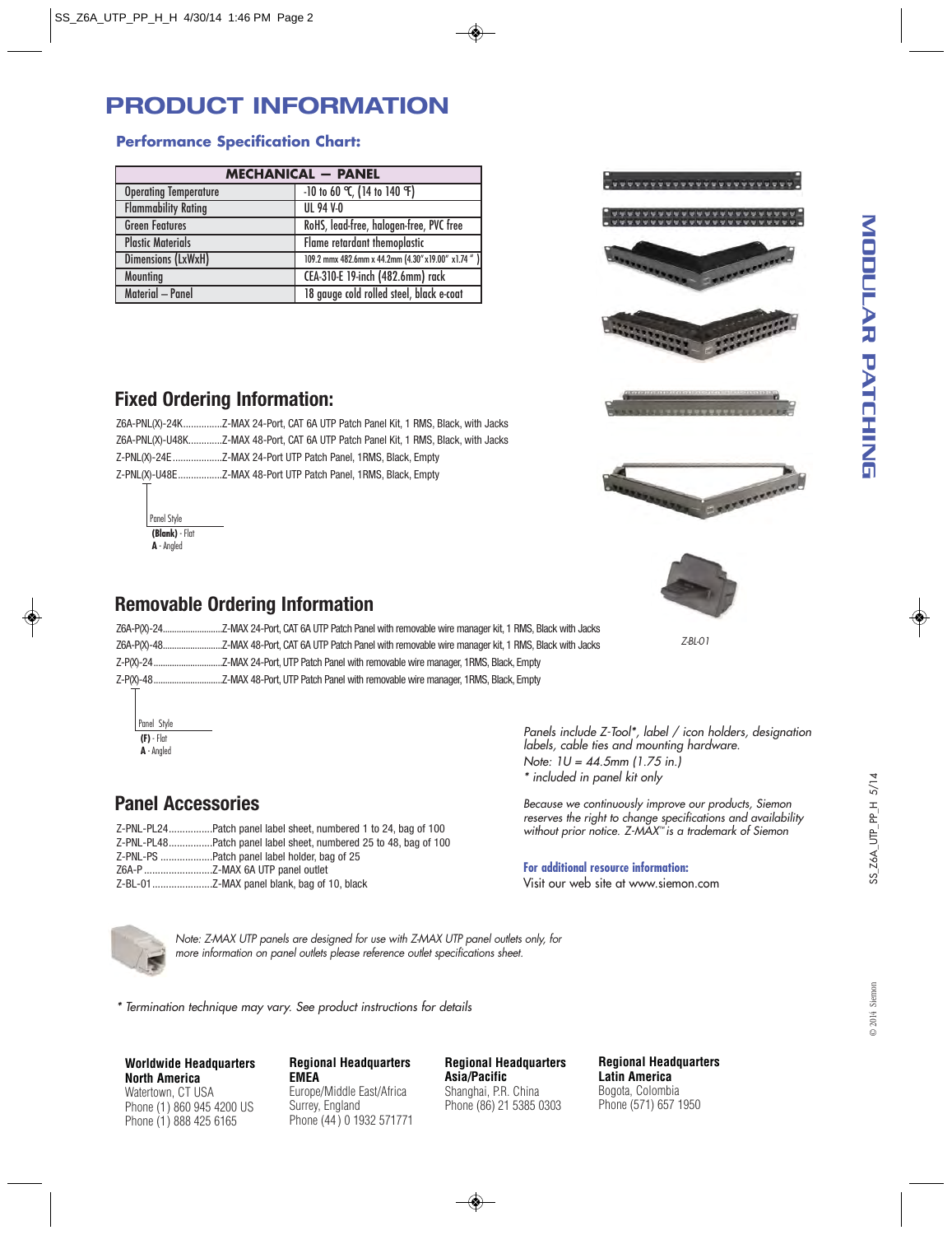# PRODUCT INFORMATION

### Performance Specification Chart:

| MECHANICAL — PANEL | |
|---|---|
| Operating Temperature | -10 to 60 °C, (14 to 140 °F) |
| Flammability Rating | UL 94 V-0 |
| Green Features | RoHS, lead-free, halogen-free, PVC free |
| Plastic Materials | Flame retardant themoplastic |
| Dimensions (LxWxH) | 109.2 mmx 482.6mm x 44.2mm (4.30" x19.00" x1.74 " ) |
| Mounting | CEA-310-E 19-inch (482.6mm) rack |
| Material – Panel | 18 gauge cold rolled steel, black e-coat |

## Fixed Ordering Information:

Z6A-PNL(X)-24K...............Z-MAX 24-Port, CAT 6A UTP Patch Panel Kit, 1 RMS, Black, with Jacks
Z6A-PNL(X)-U48K.............Z-MAX 48-Port, CAT 6A UTP Patch Panel Kit, 1 RMS, Black, with Jacks
Z-PNL(X)-24E...................Z-MAX 24-Port UTP Patch Panel, 1RMS, Black, Empty
Z-PNL(X)-U48E.................Z-MAX 48-Port UTP Patch Panel, 1RMS, Black, Empty

Panel Style
**(Blank)** - Flat
**A** - Angled

## Removable Ordering Information

Z6A-P(X)-24.........................Z-MAX 24-Port, CAT 6A UTP Patch Panel with removable wire manager kit, 1 RMS, Black with Jacks
Z6A-P(X)-48.........................Z-MAX 48-Port, CAT 6A UTP Patch Panel with removable wire manager kit, 1 RMS, Black with Jacks
Z-P(X)-24.............................Z-MAX 24-Port, UTP Patch Panel with removable wire manager, 1RMS, Black, Empty
Z-P(X)-48.............................Z-MAX 48-Port, UTP Patch Panel with removable wire manager, 1RMS, Black, Empty

Panel Style
**(F)** - Flat
**A** - Angled

Z-BL-01

*Panels include Z-Tool\*, label / icon holders, designation labels, cable ties and mounting hardware.*
*Note: 1U = 44.5mm (1.75 in.)*
*\* included in panel kit only*

## Panel Accessories

Z-PNL-PL24................Patch panel label sheet, numbered 1 to 24, bag of 100
Z-PNL-PL48................Patch panel label sheet, numbered 25 to 48, bag of 100
Z-PNL-PS ...................Patch panel label holder, bag of 25
Z6A-P .........................Z-MAX 6A UTP panel outlet
Z-BL-01......................Z-MAX panel blank, bag of 10, black

*Because we continuously improve our products, Siemon reserves the right to change specifications and availability without prior notice. Z-MAX™ is a trademark of Siemon*

**For additional resource information:**
Visit our web site at www.siemon.com

*Note: Z-MAX UTP panels are designed for use with Z-MAX UTP panel outlets only, for more information on panel outlets please reference outlet specifications sheet.*

*\* Termination technique may vary. See product instructions for details*

**Worldwide Headquarters North America**
Watertown, CT USA
Phone (1) 860 945 4200 US
Phone (1) 888 425 6165

**Regional Headquarters EMEA**
Europe/Middle East/Africa
Surrey, England
Phone (44) 0 1932 571771

**Regional Headquarters Asia/Pacific**
Shanghai, P.R. China
Phone (86) 21 5385 0303

**Regional Headquarters Latin America**
Bogota, Colombia
Phone (571) 657 1950

MODULAR PATCHING

SS_Z6A_UTP_PP_H 5/14

© 2014 Siemon